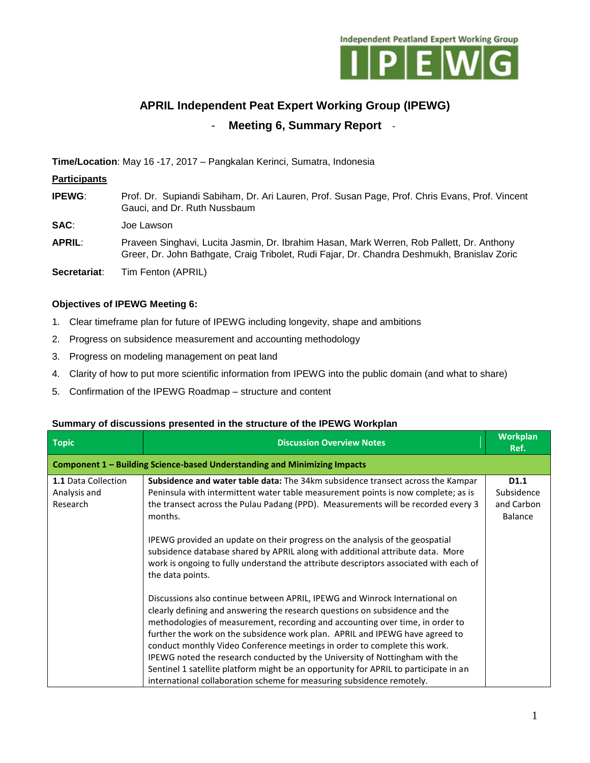Independent Peatland Expert Working Group

IPEWG

# APRIL Independent Peat Expert Working Group (IPEWG)

## - Meeting 6, Summary Report -

**Time/Location**: May 16 -17, 2017 – Pangkalan Kerinci, Sumatra, Indonesia

**Participants**

**IPEWG**: Prof. Dr. Supiandi Sabiham, Dr. Ari Lauren, Prof. Susan Page, Prof. Chris Evans, Prof. Vincent Gauci, and Dr. Ruth Nussbaum

**SAC**: Joe Lawson

**APRIL**: Praveen Singhavi, Lucita Jasmin, Dr. Ibrahim Hasan, Mark Werren, Rob Pallett, Dr. Anthony Greer, Dr. John Bathgate, Craig Tribolet, Rudi Fajar, Dr. Chandra Deshmukh, Branislav Zoric

**Secretariat**: Tim Fenton (APRIL)

### Objectives of IPEWG Meeting 6:

1. Clear timeframe plan for future of IPEWG including longevity, shape and ambitions
2. Progress on subsidence measurement and accounting methodology
3. Progress on modeling management on peat land
4. Clarity of how to put more scientific information from IPEWG into the public domain (and what to share)
5. Confirmation of the IPEWG Roadmap – structure and content

### Summary of discussions presented in the structure of the IPEWG Workplan

| Topic | Discussion Overview Notes | Workplan Ref. |
|---|---|---|
| **Component 1 – Building Science-based Understanding and Minimizing Impacts** | | |
| **1.1** Data Collection Analysis and Research | **Subsidence and water table data:** The 34km subsidence transect across the Kampar Peninsula with intermittent water table measurement points is now complete; as is the transect across the Pulau Padang (PPD). Measurements will be recorded every 3 months.<br><br>IPEWG provided an update on their progress on the analysis of the geospatial subsidence database shared by APRIL along with additional attribute data. More work is ongoing to fully understand the attribute descriptors associated with each of the data points.<br><br>Discussions also continue between APRIL, IPEWG and Winrock International on clearly defining and answering the research questions on subsidence and the methodologies of measurement, recording and accounting over time, in order to further the work on the subsidence work plan. APRIL and IPEWG have agreed to conduct monthly Video Conference meetings in order to complete this work. IPEWG noted the research conducted by the University of Nottingham with the Sentinel 1 satellite platform might be an opportunity for APRIL to participate in an international collaboration scheme for measuring subsidence remotely. | **D1.1** Subsidence and Carbon Balance |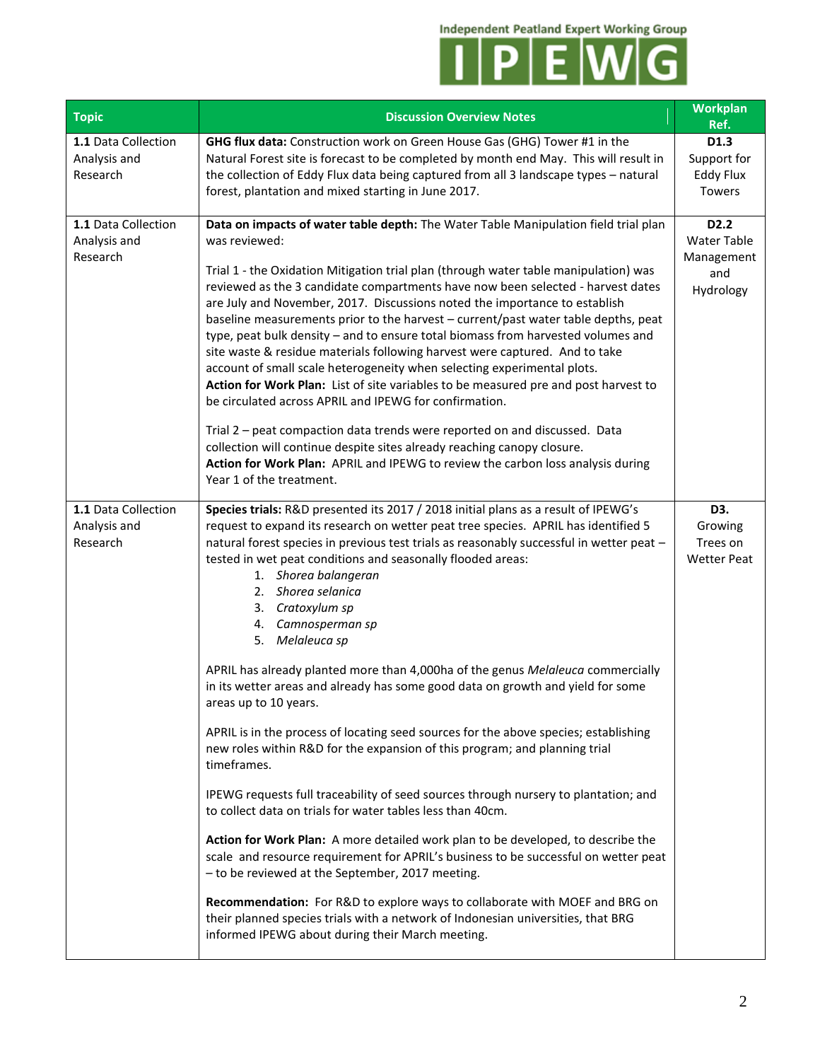| Topic | Discussion Overview Notes | Workplan Ref. |
|---|---|---|
| **1.1** Data Collection Analysis and Research | **GHG flux data:** Construction work on Green House Gas (GHG) Tower #1 in the Natural Forest site is forecast to be completed by month end May. This will result in the collection of Eddy Flux data being captured from all 3 landscape types – natural forest, plantation and mixed starting in June 2017. | **D1.3** Support for Eddy Flux Towers |
| **1.1** Data Collection Analysis and Research | **Data on impacts of water table depth:** The Water Table Manipulation field trial plan was reviewed:<br><br>Trial 1 - the Oxidation Mitigation trial plan (through water table manipulation) was reviewed as the 3 candidate compartments have now been selected - harvest dates are July and November, 2017. Discussions noted the importance to establish baseline measurements prior to the harvest – current/past water table depths, peat type, peat bulk density – and to ensure total biomass from harvested volumes and site waste & residue materials following harvest were captured. And to take account of small scale heterogeneity when selecting experimental plots.<br>**Action for Work Plan:** List of site variables to be measured pre and post harvest to be circulated across APRIL and IPEWG for confirmation.<br><br>Trial 2 – peat compaction data trends were reported on and discussed. Data collection will continue despite sites already reaching canopy closure.<br>**Action for Work Plan:** APRIL and IPEWG to review the carbon loss analysis during Year 1 of the treatment. | **D2.2** Water Table Management and Hydrology |
| **1.1** Data Collection Analysis and Research | **Species trials:** R&D presented its 2017 / 2018 initial plans as a result of IPEWG's request to expand its research on wetter peat tree species. APRIL has identified 5 natural forest species in previous test trials as reasonably successful in wetter peat – tested in wet peat conditions and seasonally flooded areas:<br>1. *Shorea balangeran*<br>2. *Shorea selanica*<br>3. *Cratoxylum sp*<br>4. *Camnosperman sp*<br>5. *Melaleuca sp*<br><br>APRIL has already planted more than 4,000ha of the genus *Melaleuca* commercially in its wetter areas and already has some good data on growth and yield for some areas up to 10 years.<br><br>APRIL is in the process of locating seed sources for the above species; establishing new roles within R&D for the expansion of this program; and planning trial timeframes.<br><br>IPEWG requests full traceability of seed sources through nursery to plantation; and to collect data on trials for water tables less than 40cm.<br><br>**Action for Work Plan:** A more detailed work plan to be developed, to describe the scale and resource requirement for APRIL's business to be successful on wetter peat – to be reviewed at the September, 2017 meeting.<br><br>**Recommendation:** For R&D to explore ways to collaborate with MOEF and BRG on their planned species trials with a network of Indonesian universities, that BRG informed IPEWG about during their March meeting. | **D3.** Growing Trees on Wetter Peat |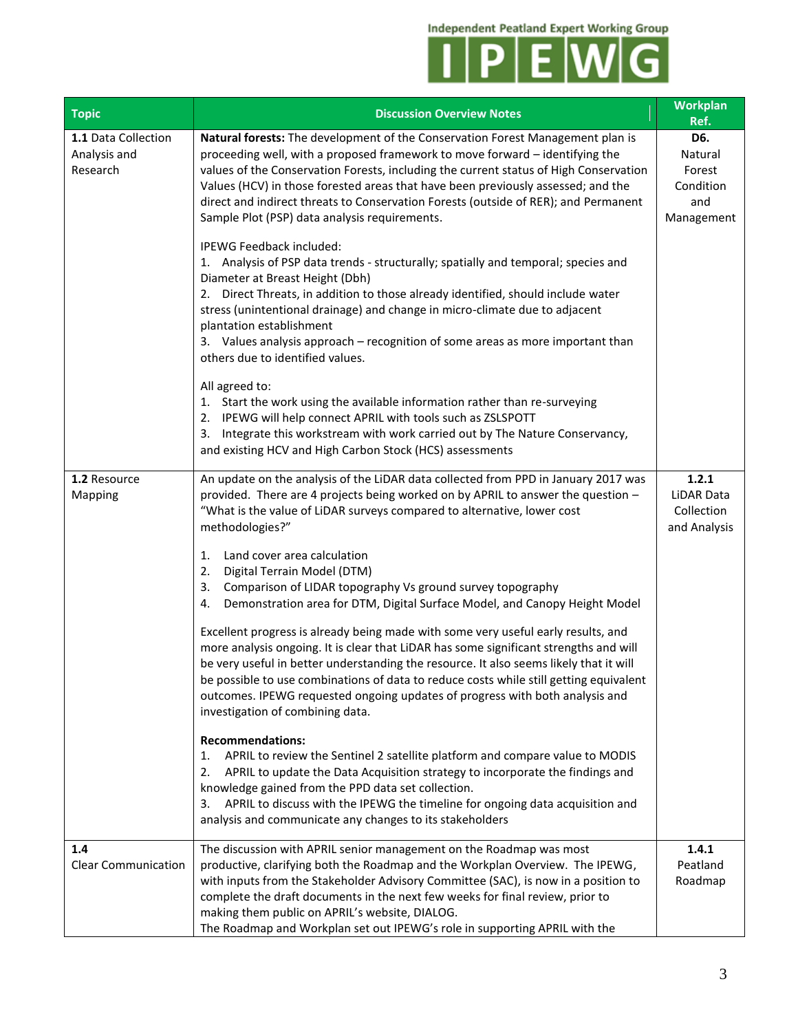| Topic | Discussion Overview Notes | Workplan Ref. |
|---|---|---|
| **1.1** Data Collection Analysis and Research | **Natural forests:** The development of the Conservation Forest Management plan is proceeding well, with a proposed framework to move forward – identifying the values of the Conservation Forests, including the current status of High Conservation Values (HCV) in those forested areas that have been previously assessed; and the direct and indirect threats to Conservation Forests (outside of RER); and Permanent Sample Plot (PSP) data analysis requirements.<br><br>IPEWG Feedback included:<br>1. Analysis of PSP data trends - structurally; spatially and temporal; species and Diameter at Breast Height (Dbh)<br>2. Direct Threats, in addition to those already identified, should include water stress (unintentional drainage) and change in micro-climate due to adjacent plantation establishment<br>3. Values analysis approach – recognition of some areas as more important than others due to identified values.<br><br>All agreed to:<br>1. Start the work using the available information rather than re-surveying<br>2. IPEWG will help connect APRIL with tools such as ZSLSPOTT<br>3. Integrate this workstream with work carried out by The Nature Conservancy, and existing HCV and High Carbon Stock (HCS) assessments | **D6.** Natural Forest Condition and Management |
| **1.2** Resource Mapping | An update on the analysis of the LiDAR data collected from PPD in January 2017 was provided. There are 4 projects being worked on by APRIL to answer the question – "What is the value of LiDAR surveys compared to alternative, lower cost methodologies?"<br><br>1. Land cover area calculation<br>2. Digital Terrain Model (DTM)<br>3. Comparison of LIDAR topography Vs ground survey topography<br>4. Demonstration area for DTM, Digital Surface Model, and Canopy Height Model<br><br>Excellent progress is already being made with some very useful early results, and more analysis ongoing. It is clear that LiDAR has some significant strengths and will be very useful in better understanding the resource. It also seems likely that it will be possible to use combinations of data to reduce costs while still getting equivalent outcomes. IPEWG requested ongoing updates of progress with both analysis and investigation of combining data.<br><br>**Recommendations:**<br>1. APRIL to review the Sentinel 2 satellite platform and compare value to MODIS<br>2. APRIL to update the Data Acquisition strategy to incorporate the findings and knowledge gained from the PPD data set collection.<br>3. APRIL to discuss with the IPEWG the timeline for ongoing data acquisition and analysis and communicate any changes to its stakeholders | **1.2.1** LiDAR Data Collection and Analysis |
| **1.4** Clear Communication | The discussion with APRIL senior management on the Roadmap was most productive, clarifying both the Roadmap and the Workplan Overview. The IPEWG, with inputs from the Stakeholder Advisory Committee (SAC), is now in a position to complete the draft documents in the next few weeks for final review, prior to making them public on APRIL's website, DIALOG.<br>The Roadmap and Workplan set out IPEWG's role in supporting APRIL with the | **1.4.1** Peatland Roadmap |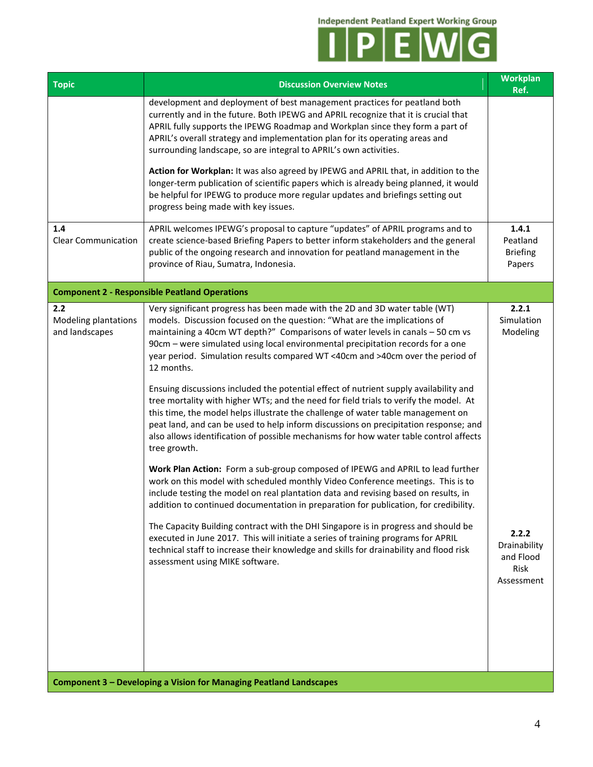| Topic | Discussion Overview Notes | Workplan Ref. |
|---|---|---|
| | development and deployment of best management practices for peatland both currently and in the future. Both IPEWG and APRIL recognize that it is crucial that APRIL fully supports the IPEWG Roadmap and Workplan since they form a part of APRIL's overall strategy and implementation plan for its operating areas and surrounding landscape, so are integral to APRIL's own activities.<br><br>**Action for Workplan:** It was also agreed by IPEWG and APRIL that, in addition to the longer-term publication of scientific papers which is already being planned, it would be helpful for IPEWG to produce more regular updates and briefings setting out progress being made with key issues. | |
| **1.4**<br>Clear Communication | APRIL welcomes IPEWG's proposal to capture "updates" of APRIL programs and to create science-based Briefing Papers to better inform stakeholders and the general public of the ongoing research and innovation for peatland management in the province of Riau, Sumatra, Indonesia. | **1.4.1**<br>Peatland Briefing Papers |
| **Component 2 - Responsible Peatland Operations** | | |
| **2.2**<br>Modeling plantations and landscapes | Very significant progress has been made with the 2D and 3D water table (WT) models. Discussion focused on the question: "What are the implications of maintaining a 40cm WT depth?" Comparisons of water levels in canals – 50 cm vs 90cm – were simulated using local environmental precipitation records for a one year period. Simulation results compared WT <40cm and >40cm over the period of 12 months.<br><br>Ensuing discussions included the potential effect of nutrient supply availability and tree mortality with higher WTs; and the need for field trials to verify the model. At this time, the model helps illustrate the challenge of water table management on peat land, and can be used to help inform discussions on precipitation response; and also allows identification of possible mechanisms for how water table control affects tree growth.<br><br>**Work Plan Action:** Form a sub-group composed of IPEWG and APRIL to lead further work on this model with scheduled monthly Video Conference meetings. This is to include testing the model on real plantation data and revising based on results, in addition to continued documentation in preparation for publication, for credibility. | **2.2.1**<br>Simulation Modeling |
| | The Capacity Building contract with the DHI Singapore is in progress and should be executed in June 2017. This will initiate a series of training programs for APRIL technical staff to increase their knowledge and skills for drainability and flood risk assessment using MIKE software. | **2.2.2**<br>Drainability and Flood Risk Assessment |
| **Component 3 – Developing a Vision for Managing Peatland Landscapes** | | |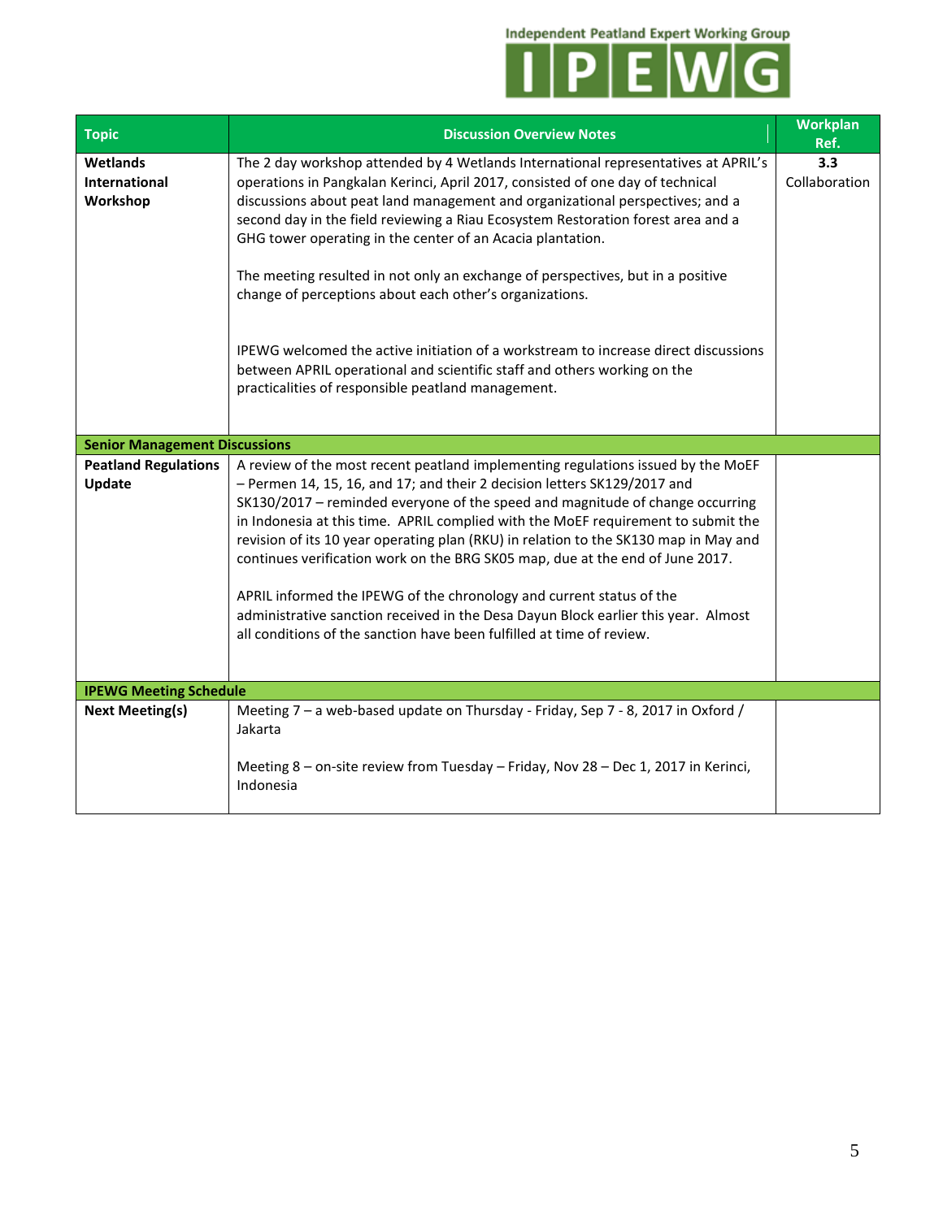| Topic | Discussion Overview Notes | Workplan Ref. |
|---|---|---|
| **Wetlands International Workshop** | The 2 day workshop attended by 4 Wetlands International representatives at APRIL's operations in Pangkalan Kerinci, April 2017, consisted of one day of technical discussions about peat land management and organizational perspectives; and a second day in the field reviewing a Riau Ecosystem Restoration forest area and a GHG tower operating in the center of an Acacia plantation.<br><br>The meeting resulted in not only an exchange of perspectives, but in a positive change of perceptions about each other's organizations.<br><br>IPEWG welcomed the active initiation of a workstream to increase direct discussions between APRIL operational and scientific staff and others working on the practicalities of responsible peatland management. | **3.3** Collaboration |
| **Senior Management Discussions** | | |
| **Peatland Regulations Update** | A review of the most recent peatland implementing regulations issued by the MoEF – Permen 14, 15, 16, and 17; and their 2 decision letters SK129/2017 and SK130/2017 – reminded everyone of the speed and magnitude of change occurring in Indonesia at this time. APRIL complied with the MoEF requirement to submit the revision of its 10 year operating plan (RKU) in relation to the SK130 map in May and continues verification work on the BRG SK05 map, due at the end of June 2017.<br><br>APRIL informed the IPEWG of the chronology and current status of the administrative sanction received in the Desa Dayun Block earlier this year. Almost all conditions of the sanction have been fulfilled at time of review. | |
| **IPEWG Meeting Schedule** | | |
| **Next Meeting(s)** | Meeting 7 – a web-based update on Thursday - Friday, Sep 7 - 8, 2017 in Oxford / Jakarta<br><br>Meeting 8 – on-site review from Tuesday – Friday, Nov 28 – Dec 1, 2017 in Kerinci, Indonesia | |